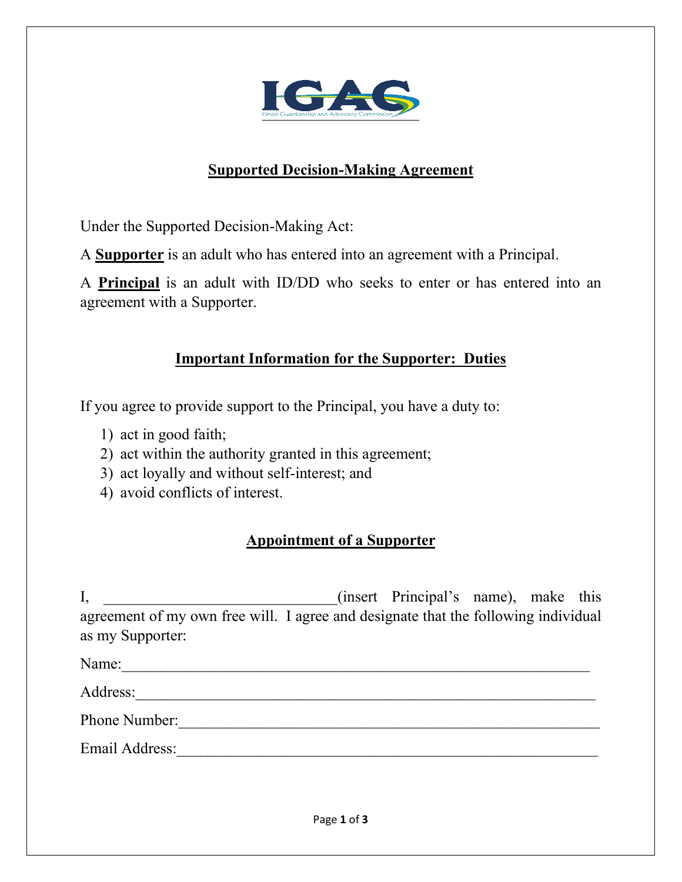# Supported Decision-Making Agreement

Under the Supported Decision-Making Act:

A **Supporter** is an adult who has entered into an agreement with a Principal.

A **Principal** is an adult with ID/DD who seeks to enter or has entered into an agreement with a Supporter.

## Important Information for the Supporter: Duties

If you agree to provide support to the Principal, you have a duty to:

1) act in good faith;
2) act within the authority granted in this agreement;
3) act loyally and without self-interest; and
4) avoid conflicts of interest.

## Appointment of a Supporter

I, ______________________________(insert Principal's name), make this agreement of my own free will. I agree and designate that the following individual as my Supporter:

Name:____________________________________________________________

Address:__________________________________________________________

Phone Number:_____________________________________________________

Email Address:_____________________________________________________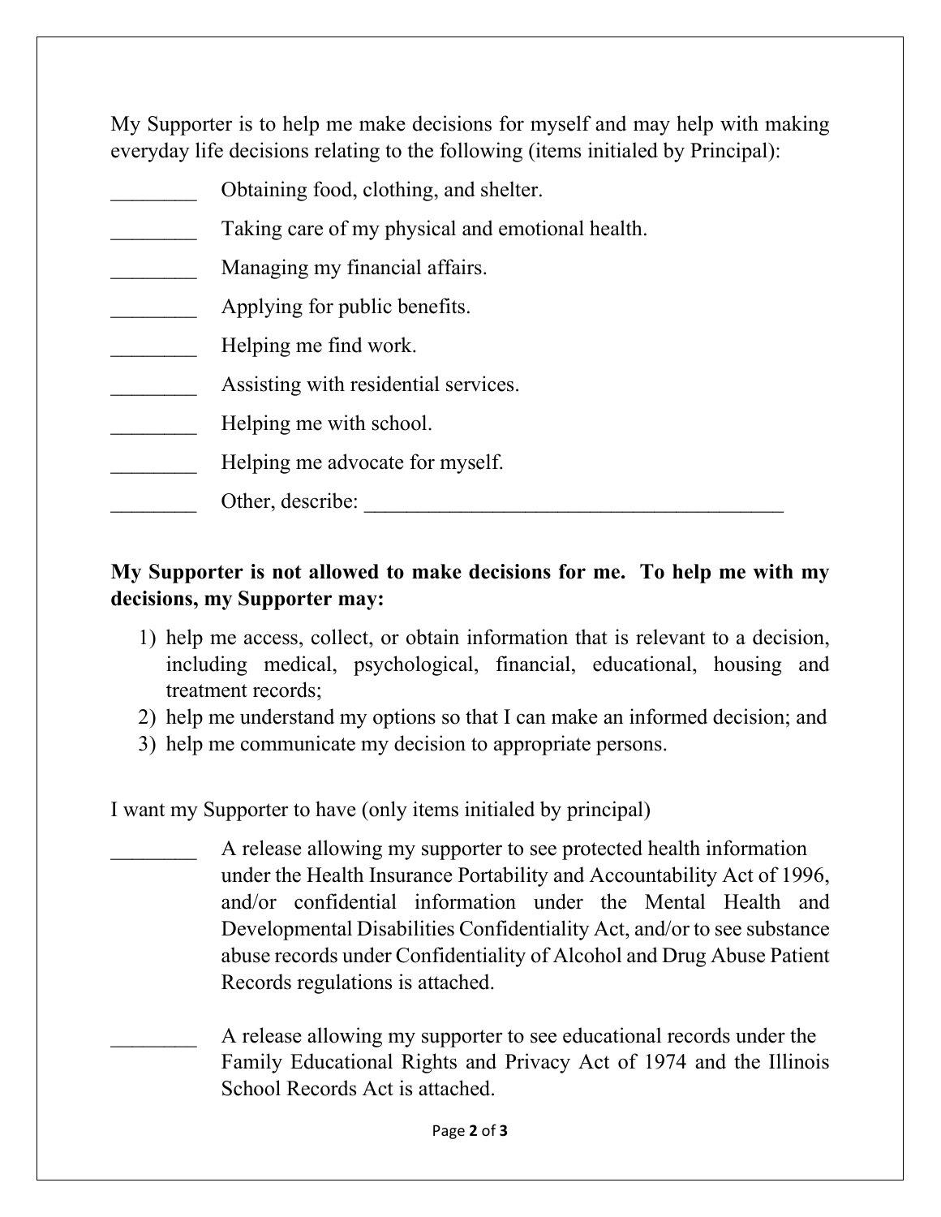My Supporter is to help me make decisions for myself and may help with making everyday life decisions relating to the following (items initialed by Principal):

________ Obtaining food, clothing, and shelter.

________ Taking care of my physical and emotional health.

________ Managing my financial affairs.

________ Applying for public benefits.

________ Helping me find work.

________ Assisting with residential services.

________ Helping me with school.

________ Helping me advocate for myself.

________ Other, describe: ________________________________________

**My Supporter is not allowed to make decisions for me. To help me with my decisions, my Supporter may:**

1) help me access, collect, or obtain information that is relevant to a decision, including medical, psychological, financial, educational, housing and treatment records;
2) help me understand my options so that I can make an informed decision; and
3) help me communicate my decision to appropriate persons.

I want my Supporter to have (only items initialed by principal)

________ A release allowing my supporter to see protected health information under the Health Insurance Portability and Accountability Act of 1996, and/or confidential information under the Mental Health and Developmental Disabilities Confidentiality Act, and/or to see substance abuse records under Confidentiality of Alcohol and Drug Abuse Patient Records regulations is attached.

________ A release allowing my supporter to see educational records under the Family Educational Rights and Privacy Act of 1974 and the Illinois School Records Act is attached.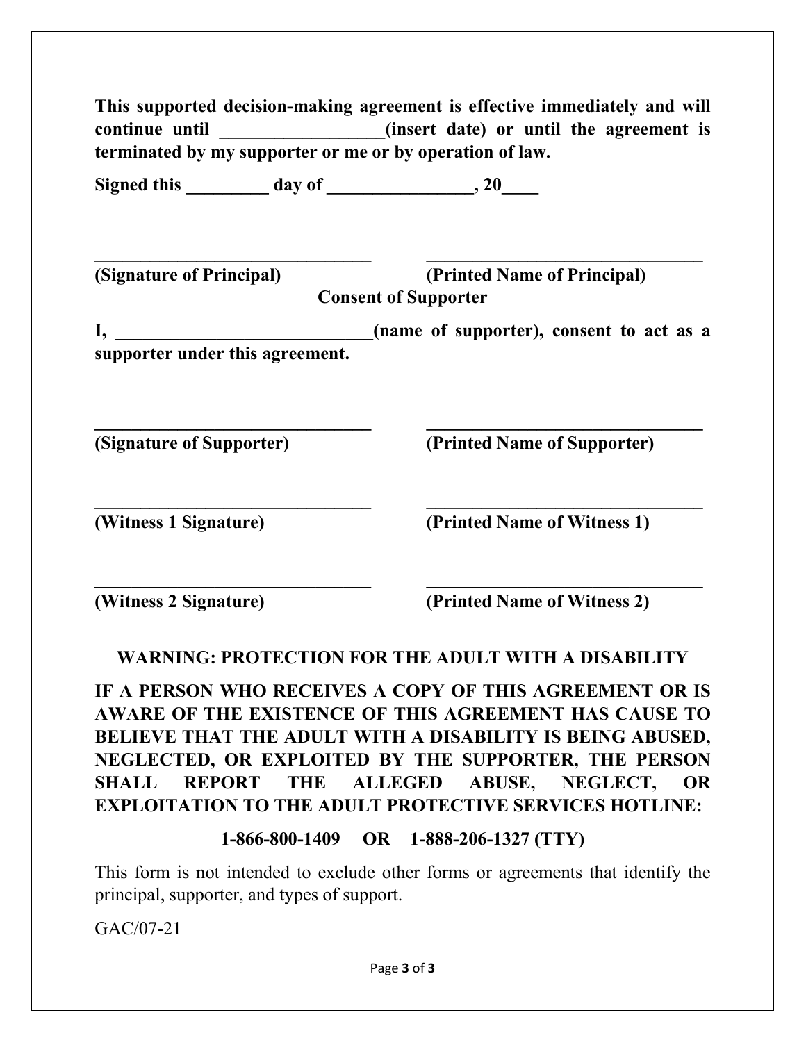**This supported decision-making agreement is effective immediately and will continue until __________________(insert date) or until the agreement is terminated by my supporter or me or by operation of law.**

**Signed this _________ day of ________________, 20____**

| | |
|---|---|
| **_______________________________** | **_______________________________** |
| **(Signature of Principal)** | **(Printed Name of Principal)** |

**Consent of Supporter**

**I, ____________________________(name of supporter), consent to act as a supporter under this agreement.**

| | |
|---|---|
| **_______________________________** | **_______________________________** |
| **(Signature of Supporter)** | **(Printed Name of Supporter)** |
| **_______________________________** | **_______________________________** |
| **(Witness 1 Signature)** | **(Printed Name of Witness 1)** |
| **_______________________________** | **_______________________________** |
| **(Witness 2 Signature)** | **(Printed Name of Witness 2)** |

**WARNING: PROTECTION FOR THE ADULT WITH A DISABILITY**

**IF A PERSON WHO RECEIVES A COPY OF THIS AGREEMENT OR IS AWARE OF THE EXISTENCE OF THIS AGREEMENT HAS CAUSE TO BELIEVE THAT THE ADULT WITH A DISABILITY IS BEING ABUSED, NEGLECTED, OR EXPLOITED BY THE SUPPORTER, THE PERSON SHALL REPORT THE ALLEGED ABUSE, NEGLECT, OR EXPLOITATION TO THE ADULT PROTECTIVE SERVICES HOTLINE:**

**1-866-800-1409 OR 1-888-206-1327 (TTY)**

This form is not intended to exclude other forms or agreements that identify the principal, supporter, and types of support.

GAC/07-21